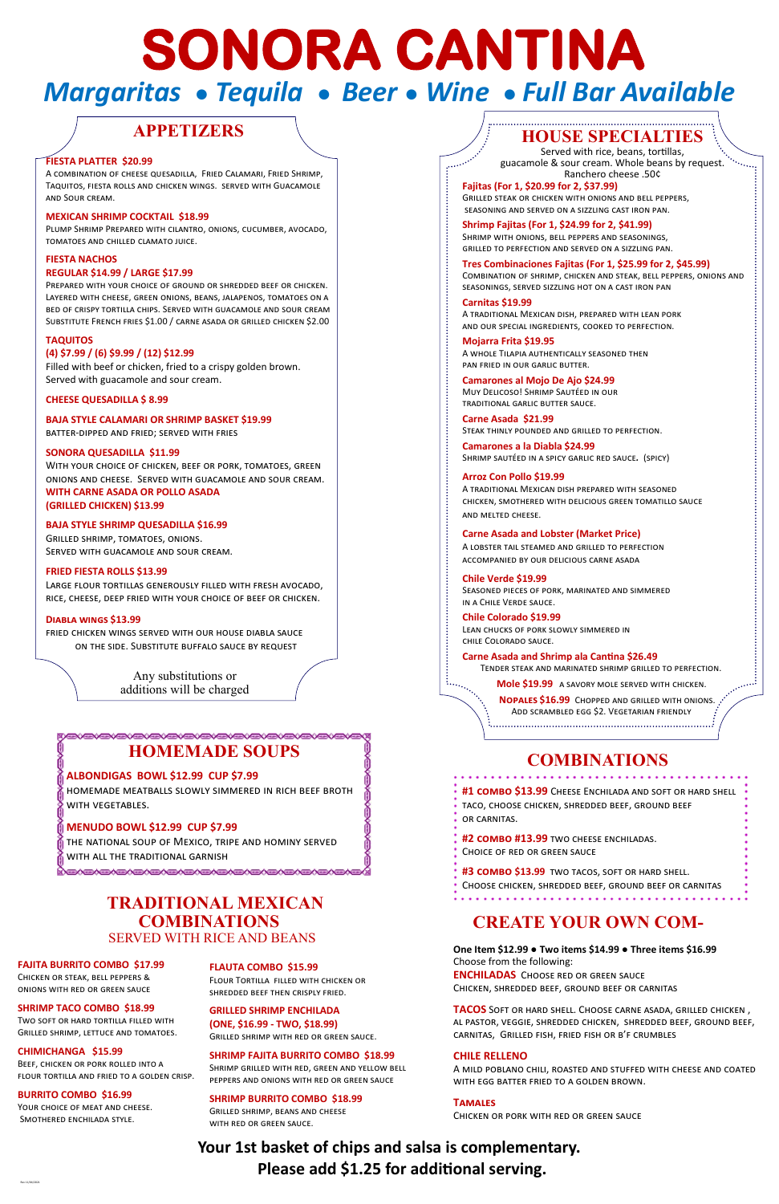# SONORA CANTINA

## *Margaritas • Tequila • Beer • Wine • Full Bar Available*

## APPETIZERS

**FIESTA PLATTER $20.99**
A combination of cheese quesadilla, Fried Calamari, Fried Shrimp, Taquitos, fiesta rolls and chicken wings. Served with Guacamole and Sour cream.

**MEXICAN SHRIMP COCKTAIL $18.99**
Plump Shrimp Prepared with cilantro, onions, cucumber, avocado, tomatoes and chilled clamato juice.

**FIESTA NACHOS**
**REGULAR $14.99 / LARGE $17.99**
Prepared with your choice of ground or shredded beef or chicken. Layered with cheese, green onions, beans, jalapenos, tomatoes on a bed of crispy tortilla chips. Served with guacamole and sour cream
Substitute French fries $1.00 / carne asada or grilled chicken $2.00

**TAQUITOS**
**(4) $7.99 / (6) $9.99 / (12) $12.99**
Filled with beef or chicken, fried to a crispy golden brown.
Served with guacamole and sour cream.

**CHEESE QUESADILLA $ 8.99**

**BAJA STYLE CALAMARI OR SHRIMP BASKET $19.99**
Batter-dipped and fried; served with fries

**SONORA QUESADILLA $11.99**
With your choice of chicken, beef or pork, tomatoes, green onions and cheese. Served with guacamole and sour cream.
**WITH CARNE ASADA OR POLLO ASADA (GRILLED CHICKEN) $13.99**

**BAJA STYLE SHRIMP QUESADILLA $16.99**
Grilled shrimp, tomatoes, onions.
Served with guacamole and sour cream.

**FRIED FIESTA ROLLS $13.99**
Large flour tortillas generously filled with fresh avocado, rice, cheese, deep fried with your choice of beef or chicken.

**Diabla wings $13.99**
Fried chicken wings served with our house diabla sauce on the side. Substitute buffalo sauce by request

Any substitutions or additions will be charged

## HOMEMADE SOUPS

**ALBONDIGAS BOWL $12.99 CUP $7.99**
Homemade meatballs slowly simmered in rich beef broth with vegetables.

**MENUDO BOWL $12.99 CUP $7.99**
The national soup of Mexico, tripe and hominy served with all the traditional garnish

## TRADITIONAL MEXICAN COMBINATIONS

SERVED WITH RICE AND BEANS

**FAJITA BURRITO COMBO $17.99**
Chicken or steak, bell peppers & onions with red or green sauce

**SHRIMP TACO COMBO $18.99**
Two soft or hard tortilla filled with Grilled shrimp, lettuce and tomatoes.

**CHIMICHANGA $15.99**
Beef, chicken or pork rolled into a flour tortilla and fried to a golden crisp.

**BURRITO COMBO $16.99**
Your choice of meat and cheese. Smothered enchilada style.

**FLAUTA COMBO $15.99**
Flour Tortilla filled with chicken or shredded beef then crisply fried.

**GRILLED SHRIMP ENCHILADA (ONE, $16.99 - TWO, $18.99)**
Grilled shrimp with red or green sauce.

**SHRIMP FAJITA BURRITO COMBO $18.99**
Shrimp grilled with red, green and yellow bell peppers and onions with red or green sauce

**SHRIMP BURRITO COMBO $18.99**
Grilled shrimp, beans and cheese with red or green sauce.

## HOUSE SPECIALTIES

Served with rice, beans, tortillas, guacamole & sour cream. Whole beans by request. Ranchero cheese .50¢

**Fajitas (For 1, $20.99 for 2, $37.99)**
Grilled steak or chicken with onions and bell peppers, seasoning and served on a sizzling cast iron pan.

**Shrimp Fajitas (For 1, $24.99 for 2, $41.99)**
Shrimp with onions, bell peppers and seasonings, grilled to perfection and served on a sizzling pan.

**Tres Combinaciones Fajitas (For 1, $25.99 for 2, $45.99)**
Combination of shrimp, chicken and steak, bell peppers, onions and seasonings, served sizzling hot on a cast iron pan

**Carnitas $19.99**
A traditional Mexican dish, prepared with lean pork and our special ingredients, cooked to perfection.

**Mojarra Frita $19.95**
A whole Tilapia authentically seasoned then pan fried in our garlic butter.

**Camarones al Mojo De Ajo $24.99**
Muy Delicoso! Shrimp sautéed in our traditional garlic butter sauce.

**Carne Asada $21.99**
Steak thinly pounded and grilled to perfection.

**Camarones a la Diabla $24.99**
Shrimp sautéed in a spicy garlic red sauce. (spicy)

**Arroz Con Pollo $19.99**
A traditional Mexican dish prepared with seasoned chicken, smothered with delicious green tomatillo sauce and melted cheese.

**Carne Asada and Lobster (Market Price)**
A lobster tail steamed and grilled to perfection accompanied by our delicious carne asada

**Chile Verde $19.99**
Seasoned pieces of pork, marinated and simmered in a Chile Verde sauce.

**Chile Colorado $19.99**
Lean chucks of pork slowly simmered in chile Colorado sauce.

**Carne Asada and Shrimp ala Cantina $26.49**
Tender steak and marinated shrimp grilled to perfection.

**Mole $19.99** A savory mole served with chicken.

**Nopales $16.99** Chopped and grilled with onions. Add scrambled egg $2. Vegetarian friendly

## COMBINATIONS

**#1 combo $13.99** Cheese Enchilada and soft or hard shell taco, choose chicken, shredded beef, ground beef or carnitas.

**#2 combo #13.99** two cheese enchiladas. Choice of red or green sauce

**#3 combo $13.99** two tacos, soft or hard shell. Choose chicken, shredded beef, ground beef or carnitas

## CREATE YOUR OWN COM-

**One Item $12.99 • Two items $14.99 • Three items $16.99**
Choose from the following:

**ENCHILADAS** Choose red or green sauce
Chicken, shredded beef, ground beef or carnitas

**TACOS** Soft or hard shell. Choose carne asada, grilled chicken, al pastor, veggie, shredded chicken, shredded beef, ground beef, carnitas, Grilled fish, fried fish or b'f crumbles

**CHILE RELLENO**
A mild poblano chili, roasted and stuffed with cheese and coated with egg batter fried to a golden brown.

**Tamales**
Chicken or pork with red or green sauce

**Your 1st basket of chips and salsa is complementary.**
**Please add $1.25 for additional serving.**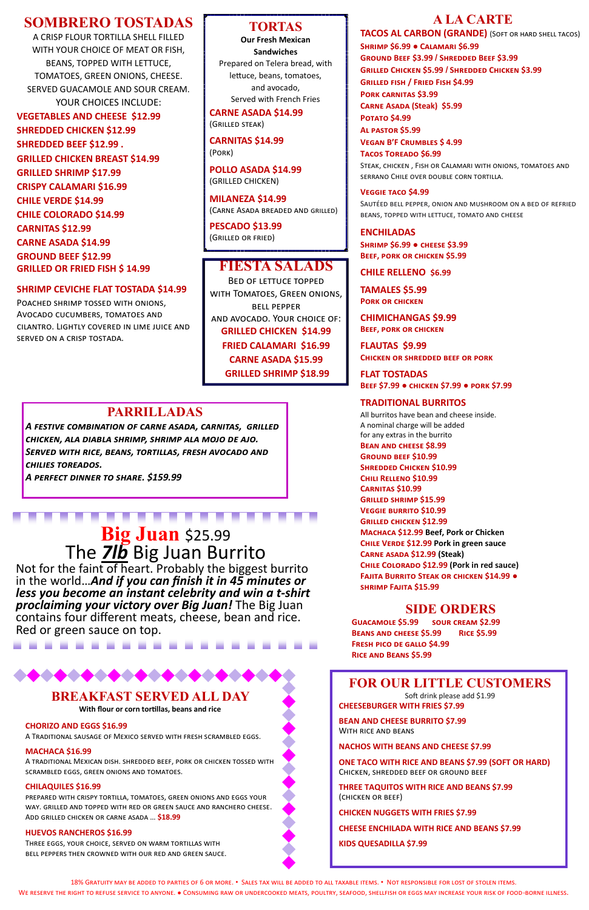## SOMBRERO TOSTADAS

A crisp flour tortilla shell filled with your choice of meat or fish, beans, topped with lettuce, tomatoes, green onions, cheese. Served guacamole and sour cream. Your choices include:

- VEGETABLES AND CHEESE $12.99
- SHREDDED CHICKEN $12.99
- SHREDDED BEEF $12.99 .
- GRILLED CHICKEN BREAST $14.99
- GRILLED SHRIMP $17.99
- CRISPY CALAMARI $16.99
- CHILE VERDE $14.99
- CHILE COLORADO $14.99
- CARNITAS $12.99
- CARNE ASADA $14.99
- GROUND BEEF $12.99
- GRILLED OR FRIED FISH $ 14.99

**SHRIMP CEVICHE FLAT TOSTADA $14.99**
Poached shrimp tossed with onions, Avocado cucumbers, tomatoes and cilantro. Lightly covered in lime juice and served on a crisp tostada.

## TORTAS

**Our Fresh Mexican Sandwiches**

Prepared on Telera bread, with lettuce, beans, tomatoes, and avocado,
Served with French Fries

**CARNE ASADA $14.99**
(Grilled steak)

**CARNITAS $14.99**
(Pork)

**POLLO ASADA $14.99**
(Grilled chicken)

**MILANEZA $14.99**
(Carne Asada breaded and grilled)

**PESCADO $13.99**
(Grilled or fried)

## FIESTA SALADS

Bed of lettuce topped with Tomatoes, Green onions, bell pepper and avocado. Your choice of:

- GRILLED CHICKEN $14.99
- FRIED CALAMARI $16.99
- CARNE ASADA $15.99
- GRILLED SHRIMP $18.99

## PARRILLADAS

***A festive combination of carne asada, carnitas, grilled chicken, ala diabla shrimp, shrimp ala mojo de ajo. Served with rice, beans, tortillas, fresh avocado and chilies toreados.***
***A perfect dinner to share. $159.99***

## Big Juan $25.99

### The *7lb* Big Juan Burrito

Not for the faint of heart. Probably the biggest burrito in the world…***And if you can finish it in 45 minutes or less you become an instant celebrity and win a t-shirt proclaiming your victory over Big Juan!*** The Big Juan contains four different meats, cheese, bean and rice. Red or green sauce on top.

## BREAKFAST SERVED ALL DAY

**With flour or corn tortillas, beans and rice**

**CHORIZO AND EGGS $16.99**
A Traditional sausage of Mexico served with fresh scrambled eggs.

**MACHACA $16.99**
A traditional Mexican dish. Shredded beef, pork or chicken tossed with scrambled eggs, green onions and tomatoes.

**CHILAQUILES $16.99**
Prepared with crispy tortilla, tomatoes, green onions and eggs your way. Grilled and topped with red or green sauce and ranchero cheese. Add grilled chicken or carne asada … $18.99

**HUEVOS RANCHEROS $16.99**
Three eggs, your choice, served on warm tortillas with bell peppers then crowned with our red and green sauce.

## A LA CARTE

**TACOS AL CARBON (GRANDE)** (Soft or hard shell tacos)

- Shrimp $6.99 • Calamari $6.99
- Ground Beef $3.99 / Shredded Beef $3.99
- Grilled Chicken $5.99 / Shredded Chicken $3.99
- Grilled fish / Fried Fish $4.99
- Pork carnitas $3.99
- Carne Asada (Steak) $5.99
- Potato $4.99
- Al pastor $5.99
- Vegan B'F Crumbles $ 4.99
- Tacos Toreado $6.99
  Steak, chicken , Fish or Calamari with onions, tomatoes and serrano chile over double corn tortilla.
- Veggie taco $4.99
  Sautéed bell pepper, onion and mushroom on a bed of refried beans, topped with lettuce, tomato and cheese

**ENCHILADAS**
Shrimp $6.99 • cheese $3.99
Beef, pork or chicken $5.99

**CHILE RELLENO $6.99**

**TAMALES $5.99**
Pork or chicken

**CHIMICHANGAS $9.99**
Beef, pork or chicken

**FLAUTAS $9.99**
Chicken or shredded beef or pork

**FLAT TOSTADAS**
Beef $7.99 • chicken $7.99 • pork $7.99

**TRADITIONAL BURRITOS**
All burritos have bean and cheese inside.
A nominal charge will be added for any extras in the burrito

- Bean and cheese $8.99
- Ground beef $10.99
- Shredded Chicken $10.99
- Chili Relleno $10.99
- Carnitas $10.99
- Grilled shrimp $15.99
- Veggie burrito $10.99
- Grilled chicken $12.99
- Machaca $12.99 **Beef, Pork or Chicken**
- Chile Verde $12.99 **Pork in green sauce**
- Carne asada $12.99 **(Steak)**
- Chile Colorado $12.99 **(Pork in red sauce)**
- Fajita Burrito steak or chicken $14.99 • shrimp Fajita $15.99

## SIDE ORDERS

- Guacamole $5.99
- Sour cream $2.99
- Beans and cheese $5.99
- Rice $5.99
- Fresh pico de gallo $4.99
- Rice and Beans $5.99

## FOR OUR LITTLE CUSTOMERS

Soft drink please add $1.99

**CHEESEBURGER WITH FRIES $7.99**

**BEAN AND CHEESE BURRITO $7.99**
With rice and beans

**NACHOS WITH BEANS AND CHEESE $7.99**

**ONE TACO WITH RICE AND BEANS $7.99 (SOFT OR HARD)**
Chicken, shredded beef or ground beef

**THREE TAQUITOS WITH RICE AND BEANS $7.99**
(chicken or beef)

**CHICKEN NUGGETS WITH FRIES $7.99**

**CHEESE ENCHILADA WITH RICE AND BEANS $7.99**

**KIDS QUESADILLA $7.99**

18% Gratuity may be added to parties of 6 or more. • Sales tax will be added to all taxable items. • Not responsible for lost of stolen items.
We reserve the right to refuse service to anyone. ● Consuming raw or undercooked meats, poultry, seafood, shellfish or eggs may increase your risk of food-borne illness.